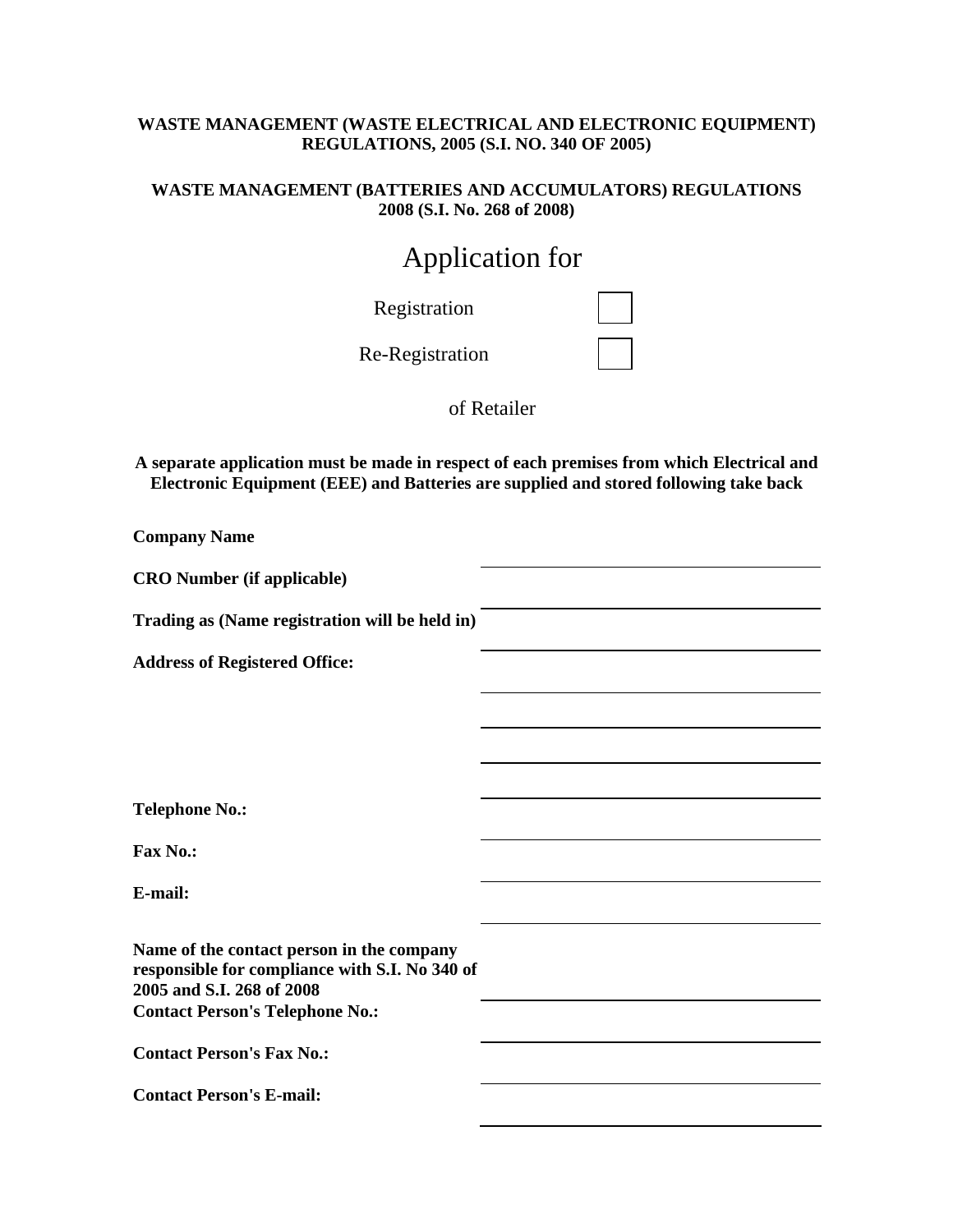**WASTE MANAGEMENT (WASTE ELECTRICAL AND ELECTRONIC EQUIPMENT) REGULATIONS, 2005 (S.I. NO. 340 OF 2005)**

**WASTE MANAGEMENT (BATTERIES AND ACCUMULATORS) REGULATIONS 2008 (S.I. No. 268 of 2008)**

# Application for

Registration ☐

Re-Registration ☐

of Retailer

**A separate application must be made in respect of each premises from which Electrical and Electronic Equipment (EEE) and Batteries are supplied and stored following take back**

| | |
|---|---|
| **Company Name** | |
| **CRO Number (if applicable)** | |
| **Trading as (Name registration will be held in)** | |
| **Address of Registered Office:** | |
| | |
| | |
| | |
| **Telephone No.:** | |
| **Fax No.:** | |
| **E-mail:** | |
| **Name of the contact person in the company responsible for compliance with S.I. No 340 of 2005 and S.I. 268 of 2008** | |
| **Contact Person's Telephone No.:** | |
| **Contact Person's Fax No.:** | |
| **Contact Person's E-mail:** | |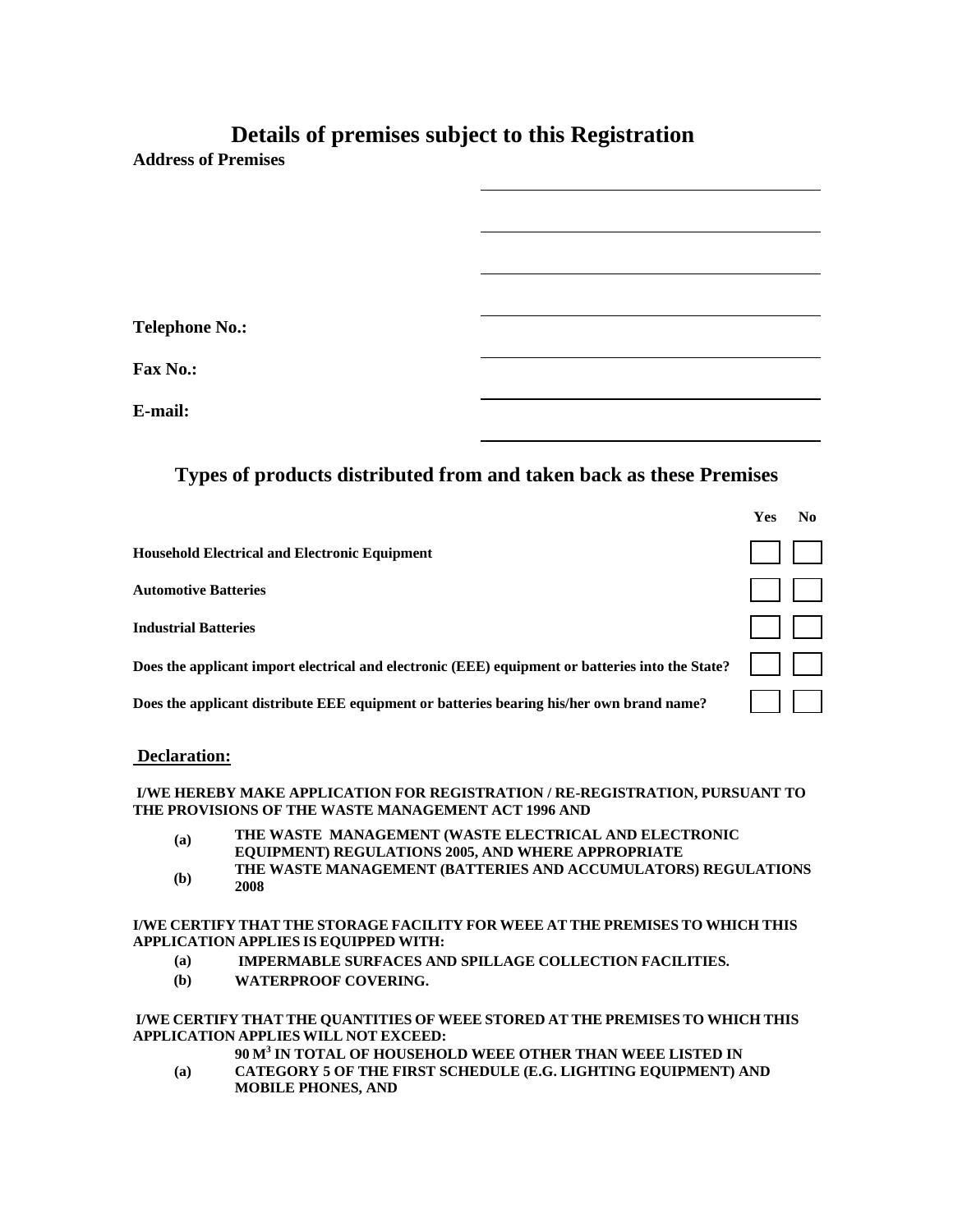## Details of premises subject to this Registration

**Address of Premises**

\_\_\_\_\_\_\_\_\_\_\_\_\_\_\_\_\_\_\_\_\_\_\_\_\_\_\_\_\_\_\_\_\_\_\_\_

\_\_\_\_\_\_\_\_\_\_\_\_\_\_\_\_\_\_\_\_\_\_\_\_\_\_\_\_\_\_\_\_\_\_\_\_

\_\_\_\_\_\_\_\_\_\_\_\_\_\_\_\_\_\_\_\_\_\_\_\_\_\_\_\_\_\_\_\_\_\_\_\_

**Telephone No.:** \_\_\_\_\_\_\_\_\_\_\_\_\_\_\_\_\_\_\_\_\_\_\_\_\_\_\_\_\_\_\_\_\_\_\_\_

**Fax No.:** \_\_\_\_\_\_\_\_\_\_\_\_\_\_\_\_\_\_\_\_\_\_\_\_\_\_\_\_\_\_\_\_\_\_\_\_

**E-mail:** \_\_\_\_\_\_\_\_\_\_\_\_\_\_\_\_\_\_\_\_\_\_\_\_\_\_\_\_\_\_\_\_\_\_\_\_

## Types of products distributed from and taken back as these Premises

| | Yes | No |
|---|---|---|
| **Household Electrical and Electronic Equipment** | ☐ | ☐ |
| **Automotive Batteries** | ☐ | ☐ |
| **Industrial Batteries** | ☐ | ☐ |
| **Does the applicant import electrical and electronic (EEE) equipment or batteries into the State?** | ☐ | ☐ |
| **Does the applicant distribute EEE equipment or batteries bearing his/her own brand name?** | ☐ | ☐ |

**Declaration:**

**I/WE HEREBY MAKE APPLICATION FOR REGISTRATION / RE-REGISTRATION, PURSUANT TO THE PROVISIONS OF THE WASTE MANAGEMENT ACT 1996 AND**

- **(a)** **THE WASTE MANAGEMENT (WASTE ELECTRICAL AND ELECTRONIC EQUIPMENT) REGULATIONS 2005, AND WHERE APPROPRIATE**
- **(b)** **THE WASTE MANAGEMENT (BATTERIES AND ACCUMULATORS) REGULATIONS 2008**

**I/WE CERTIFY THAT THE STORAGE FACILITY FOR WEEE AT THE PREMISES TO WHICH THIS APPLICATION APPLIES IS EQUIPPED WITH:**

- **(a)** **IMPERMABLE SURFACES AND SPILLAGE COLLECTION FACILITIES.**
- **(b)** **WATERPROOF COVERING.**

**I/WE CERTIFY THAT THE QUANTITIES OF WEEE STORED AT THE PREMISES TO WHICH THIS APPLICATION APPLIES WILL NOT EXCEED:**

- **(a)** **90 $M^3$ IN TOTAL OF HOUSEHOLD WEEE OTHER THAN WEEE LISTED IN CATEGORY 5 OF THE FIRST SCHEDULE (E.G. LIGHTING EQUIPMENT) AND MOBILE PHONES, AND**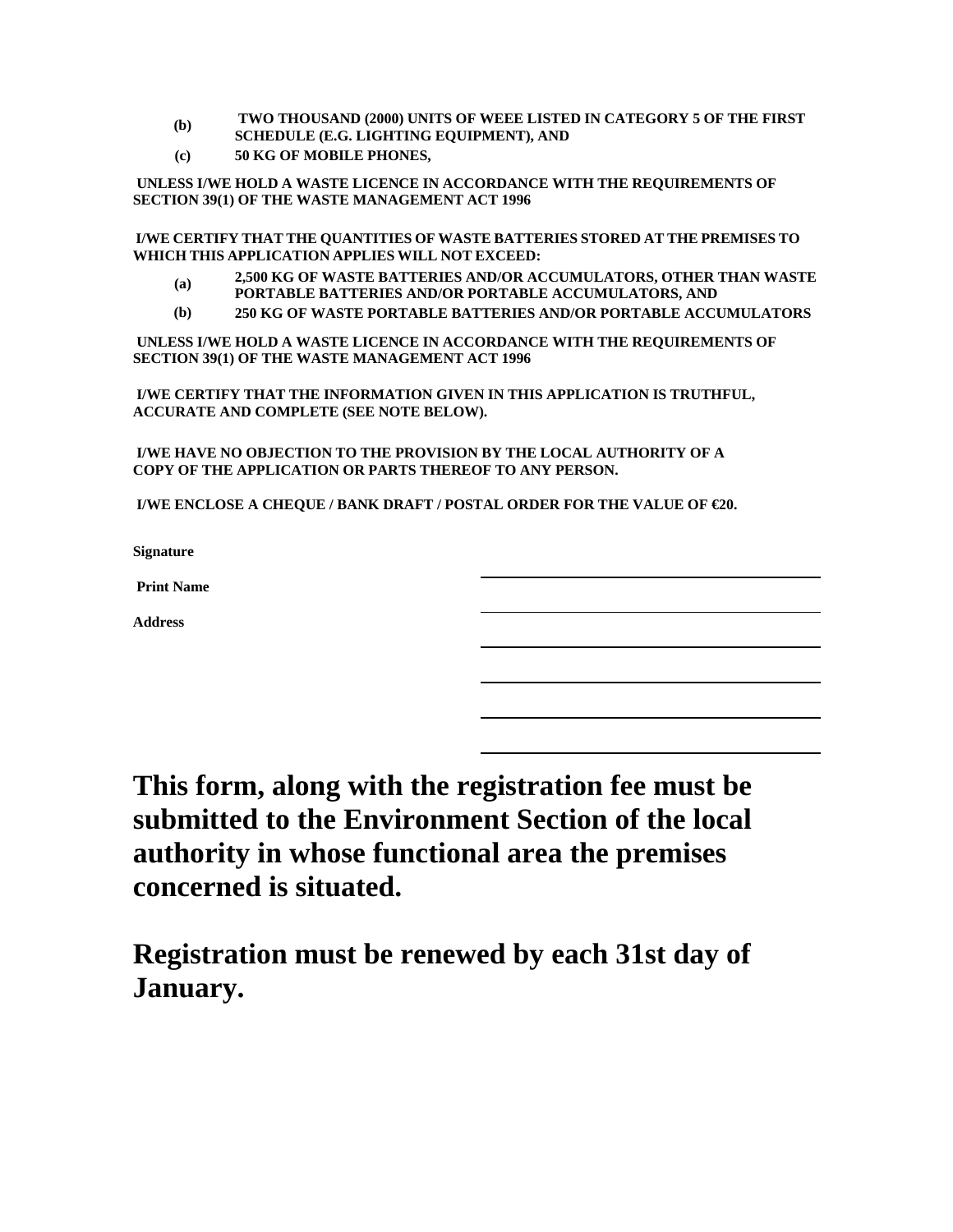**(b)** **TWO THOUSAND (2000) UNITS OF WEEE LISTED IN CATEGORY 5 OF THE FIRST SCHEDULE (E.G. LIGHTING EQUIPMENT), AND**

**(c)** **50 KG OF MOBILE PHONES,**

**UNLESS I/WE HOLD A WASTE LICENCE IN ACCORDANCE WITH THE REQUIREMENTS OF SECTION 39(1) OF THE WASTE MANAGEMENT ACT 1996**

**I/WE CERTIFY THAT THE QUANTITIES OF WASTE BATTERIES STORED AT THE PREMISES TO WHICH THIS APPLICATION APPLIES WILL NOT EXCEED:**

**(a)** **2,500 KG OF WASTE BATTERIES AND/OR ACCUMULATORS, OTHER THAN WASTE PORTABLE BATTERIES AND/OR PORTABLE ACCUMULATORS, AND**

**(b)** **250 KG OF WASTE PORTABLE BATTERIES AND/OR PORTABLE ACCUMULATORS**

**UNLESS I/WE HOLD A WASTE LICENCE IN ACCORDANCE WITH THE REQUIREMENTS OF SECTION 39(1) OF THE WASTE MANAGEMENT ACT 1996**

**I/WE CERTIFY THAT THE INFORMATION GIVEN IN THIS APPLICATION IS TRUTHFUL, ACCURATE AND COMPLETE (SEE NOTE BELOW).**

**I/WE HAVE NO OBJECTION TO THE PROVISION BY THE LOCAL AUTHORITY OF A COPY OF THE APPLICATION OR PARTS THEREOF TO ANY PERSON.**

**I/WE ENCLOSE A CHEQUE / BANK DRAFT / POSTAL ORDER FOR THE VALUE OF €20.**

**Signature** ______________________________

**Print Name** ______________________________

**Address** ______________________________

______________________________

______________________________

______________________________

# This form, along with the registration fee must be submitted to the Environment Section of the local authority in whose functional area the premises concerned is situated.

# Registration must be renewed by each 31st day of January.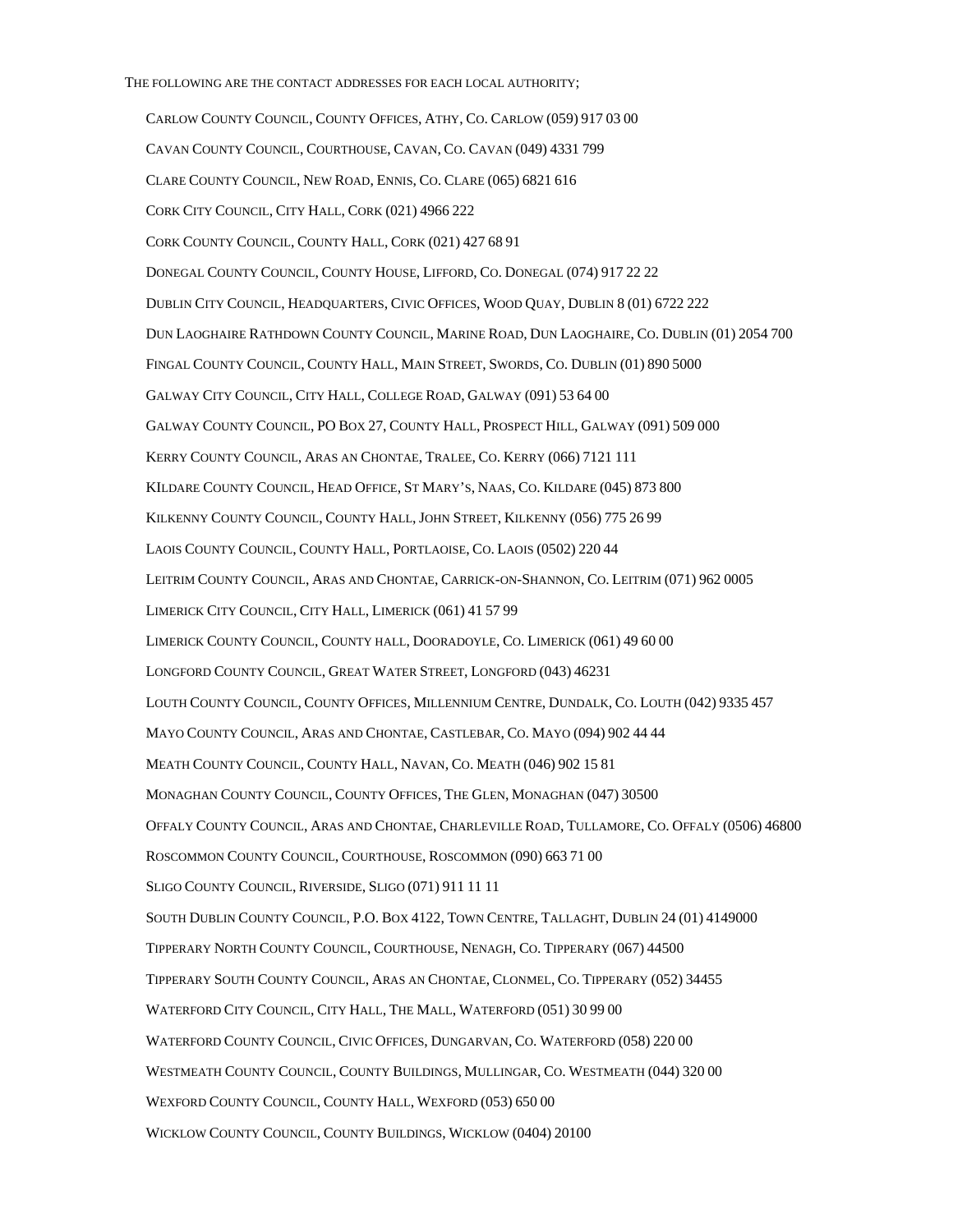The following are the contact addresses for each local authority;

Carlow County Council, County Offices, Athy, Co. Carlow (059) 917 03 00

Cavan County Council, Courthouse, Cavan, Co. Cavan (049) 4331 799

Clare County Council, New Road, Ennis, Co. Clare (065) 6821 616

Cork City Council, City Hall, Cork (021) 4966 222

Cork County Council, County Hall, Cork (021) 427 68 91

Donegal County Council, County House, Lifford, Co. Donegal (074) 917 22 22

Dublin City Council, Headquarters, Civic Offices, Wood Quay, Dublin 8 (01) 6722 222

Dun Laoghaire Rathdown County Council, Marine Road, Dun Laoghaire, Co. Dublin (01) 2054 700

Fingal County Council, County Hall, Main Street, Swords, Co. Dublin (01) 890 5000

Galway City Council, City Hall, College Road, Galway (091) 53 64 00

Galway County Council, PO Box 27, County Hall, Prospect Hill, Galway (091) 509 000

Kerry County Council, Aras an Chontae, Tralee, Co. Kerry (066) 7121 111

KIldare County Council, Head Office, St Mary's, Naas, Co. Kildare (045) 873 800

Kilkenny County Council, County Hall, John Street, Kilkenny (056) 775 26 99

Laois County Council, County Hall, Portlaoise, Co. Laois (0502) 220 44

Leitrim County Council, Aras and Chontae, Carrick-on-Shannon, Co. Leitrim (071) 962 0005

Limerick City Council, City Hall, Limerick (061) 41 57 99

Limerick County Council, County hall, Dooradoyle, Co. Limerick (061) 49 60 00

Longford County Council, Great Water Street, Longford (043) 46231

Louth County Council, County Offices, Millennium Centre, Dundalk, Co. Louth (042) 9335 457

Mayo County Council, Aras and Chontae, Castlebar, Co. Mayo (094) 902 44 44

Meath County Council, County Hall, Navan, Co. Meath (046) 902 15 81

Monaghan County Council, County Offices, The Glen, Monaghan (047) 30500

Offaly County Council, Aras and Chontae, Charleville Road, Tullamore, Co. Offaly (0506) 46800

Roscommon County Council, Courthouse, Roscommon (090) 663 71 00

Sligo County Council, Riverside, Sligo (071) 911 11 11

South Dublin County Council, P.O. Box 4122, Town Centre, Tallaght, Dublin 24 (01) 4149000

Tipperary North County Council, Courthouse, Nenagh, Co. Tipperary (067) 44500

Tipperary South County Council, Aras an Chontae, Clonmel, Co. Tipperary (052) 34455

Waterford City Council, City Hall, The Mall, Waterford (051) 30 99 00

Waterford County Council, Civic Offices, Dungarvan, Co. Waterford (058) 220 00

Westmeath County Council, County Buildings, Mullingar, Co. Westmeath (044) 320 00

Wexford County Council, County Hall, Wexford (053) 650 00

Wicklow County Council, County Buildings, Wicklow (0404) 20100